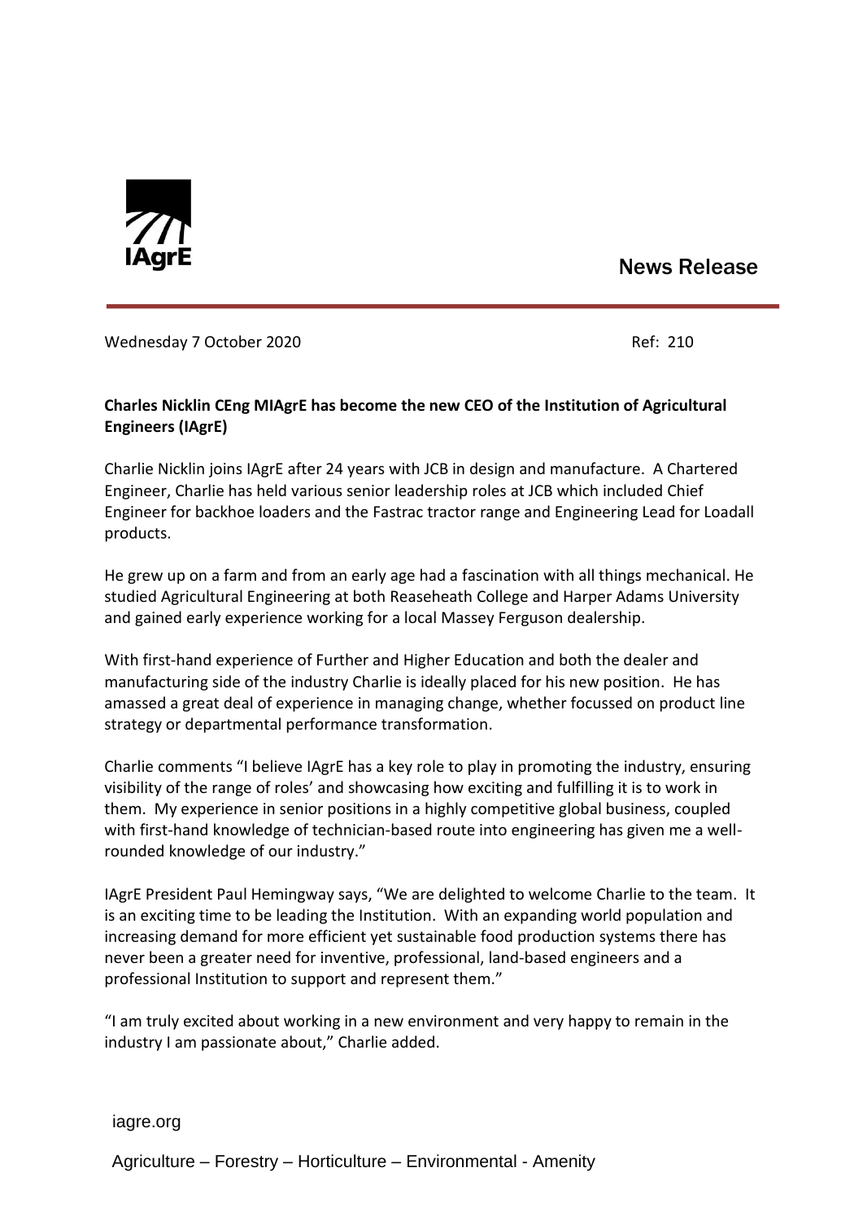IAgrE

News Release

Wednesday 7 October 2020 Ref: 210

**Charles Nicklin CEng MIAgrE has become the new CEO of the Institution of Agricultural Engineers (IAgrE)**

Charlie Nicklin joins IAgrE after 24 years with JCB in design and manufacture. A Chartered Engineer, Charlie has held various senior leadership roles at JCB which included Chief Engineer for backhoe loaders and the Fastrac tractor range and Engineering Lead for Loadall products.

He grew up on a farm and from an early age had a fascination with all things mechanical. He studied Agricultural Engineering at both Reaseheath College and Harper Adams University and gained early experience working for a local Massey Ferguson dealership.

With first-hand experience of Further and Higher Education and both the dealer and manufacturing side of the industry Charlie is ideally placed for his new position. He has amassed a great deal of experience in managing change, whether focussed on product line strategy or departmental performance transformation.

Charlie comments "I believe IAgrE has a key role to play in promoting the industry, ensuring visibility of the range of roles' and showcasing how exciting and fulfilling it is to work in them. My experience in senior positions in a highly competitive global business, coupled with first-hand knowledge of technician-based route into engineering has given me a well-rounded knowledge of our industry."

IAgrE President Paul Hemingway says, "We are delighted to welcome Charlie to the team. It is an exciting time to be leading the Institution. With an expanding world population and increasing demand for more efficient yet sustainable food production systems there has never been a greater need for inventive, professional, land-based engineers and a professional Institution to support and represent them."

"I am truly excited about working in a new environment and very happy to remain in the industry I am passionate about," Charlie added.

iagre.org

Agriculture – Forestry – Horticulture – Environmental - Amenity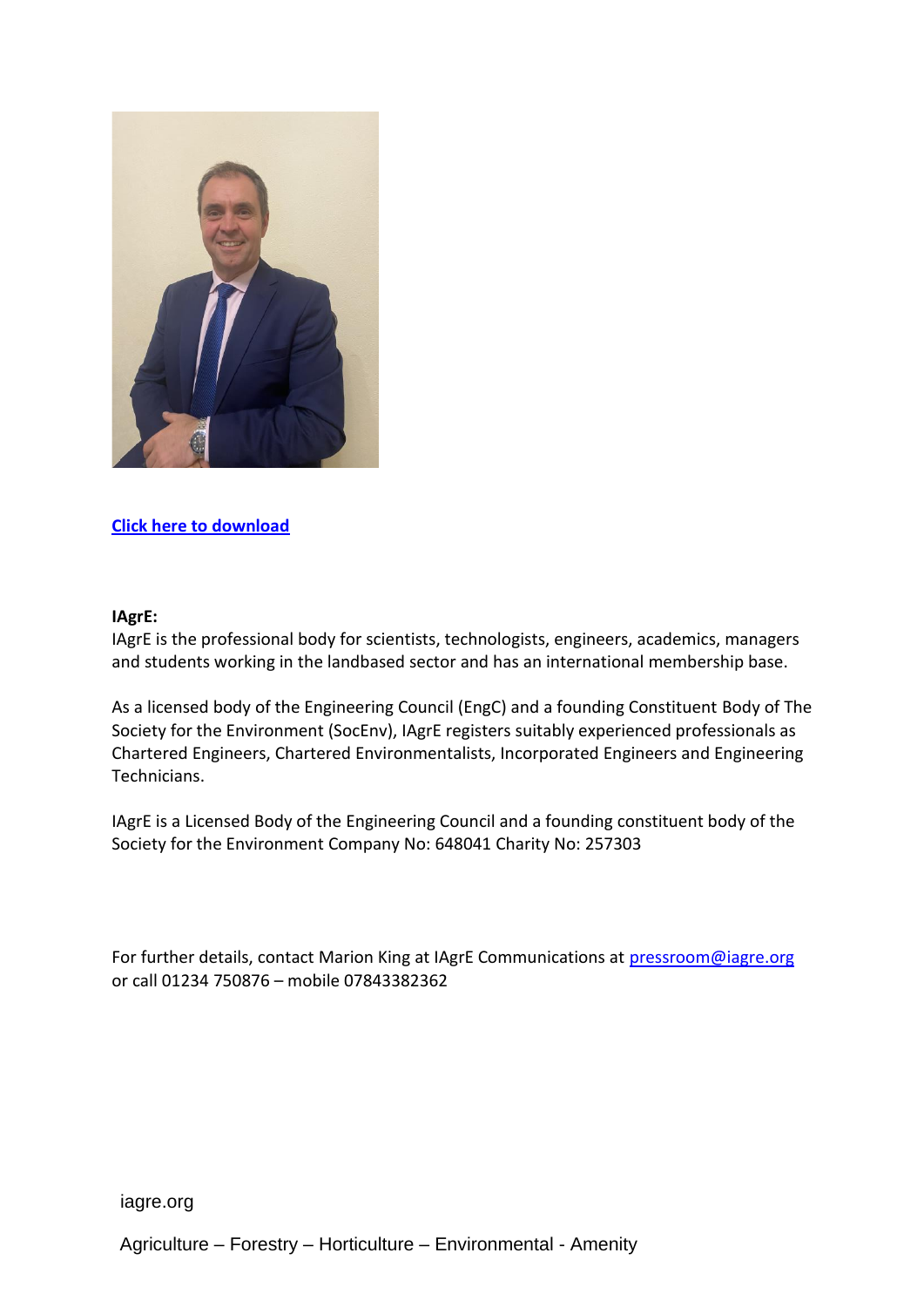[Click here to download](#)

**IAgrE:**
IAgrE is the professional body for scientists, technologists, engineers, academics, managers and students working in the landbased sector and has an international membership base.

As a licensed body of the Engineering Council (EngC) and a founding Constituent Body of The Society for the Environment (SocEnv), IAgrE registers suitably experienced professionals as Chartered Engineers, Chartered Environmentalists, Incorporated Engineers and Engineering Technicians.

IAgrE is a Licensed Body of the Engineering Council and a founding constituent body of the Society for the Environment Company No: 648041 Charity No: 257303

For further details, contact Marion King at IAgrE Communications at pressroom@iagre.org or call 01234 750876 – mobile 07843382362

iagre.org

Agriculture – Forestry – Horticulture – Environmental - Amenity